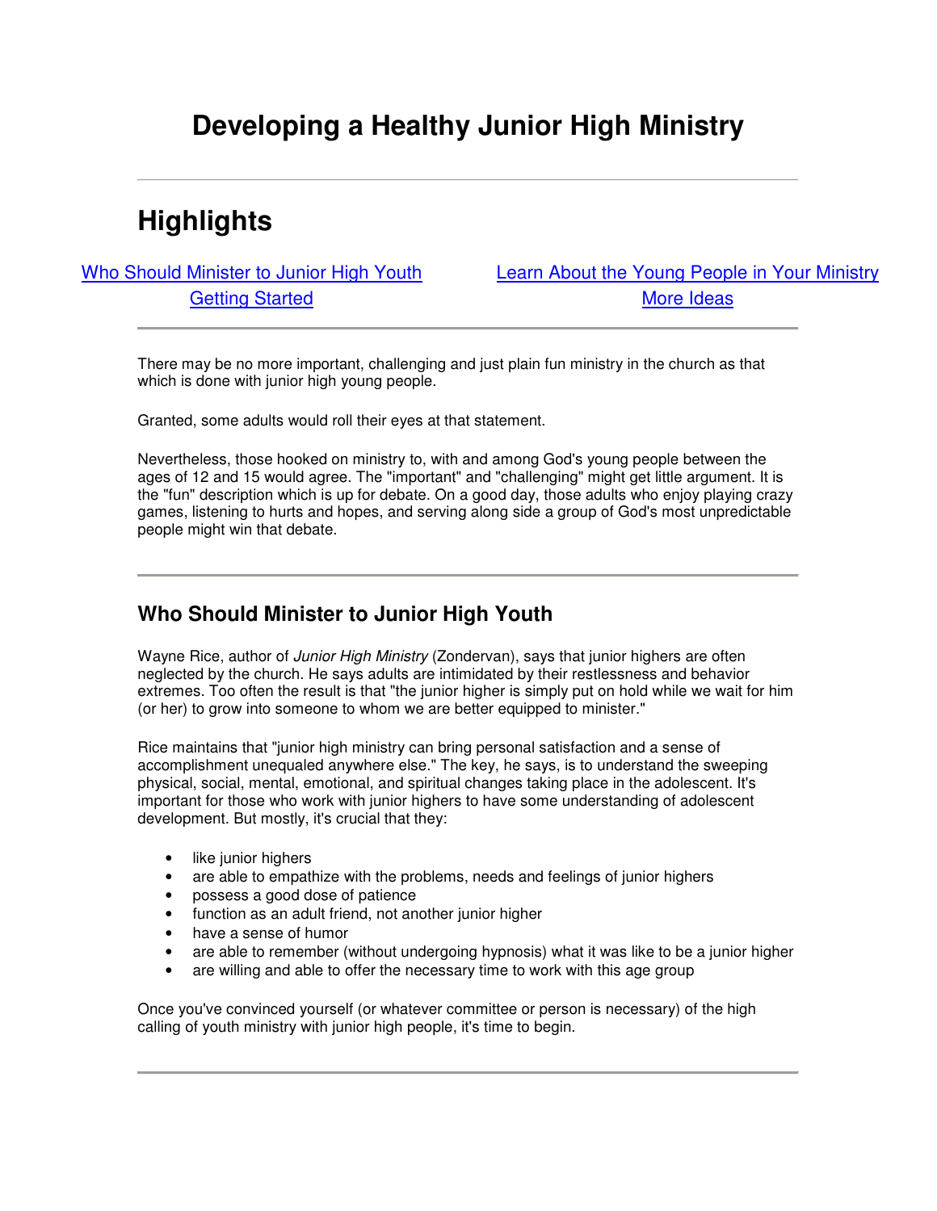# Developing a Healthy Junior High Ministry

---

## Highlights

[Who Should Minister to Junior High Youth](#who-should-minister-to-junior-high-youth)
[Getting Started](#getting-started)
[Learn About the Young People in Your Ministry](#learn-about-the-young-people-in-your-ministry)
[More Ideas](#more-ideas)

---

There may be no more important, challenging and just plain fun ministry in the church as that which is done with junior high young people.

Granted, some adults would roll their eyes at that statement.

Nevertheless, those hooked on ministry to, with and among God's young people between the ages of 12 and 15 would agree. The "important" and "challenging" might get little argument. It is the "fun" description which is up for debate. On a good day, those adults who enjoy playing crazy games, listening to hurts and hopes, and serving along side a group of God's most unpredictable people might win that debate.

---

### Who Should Minister to Junior High Youth

Wayne Rice, author of *Junior High Ministry* (Zondervan), says that junior highers are often neglected by the church. He says adults are intimidated by their restlessness and behavior extremes. Too often the result is that "the junior higher is simply put on hold while we wait for him (or her) to grow into someone to whom we are better equipped to minister."

Rice maintains that "junior high ministry can bring personal satisfaction and a sense of accomplishment unequaled anywhere else." The key, he says, is to understand the sweeping physical, social, mental, emotional, and spiritual changes taking place in the adolescent. It's important for those who work with junior highers to have some understanding of adolescent development. But mostly, it's crucial that they:

- like junior highers
- are able to empathize with the problems, needs and feelings of junior highers
- possess a good dose of patience
- function as an adult friend, not another junior higher
- have a sense of humor
- are able to remember (without undergoing hypnosis) what it was like to be a junior higher
- are willing and able to offer the necessary time to work with this age group

Once you've convinced yourself (or whatever committee or person is necessary) of the high calling of youth ministry with junior high people, it's time to begin.

---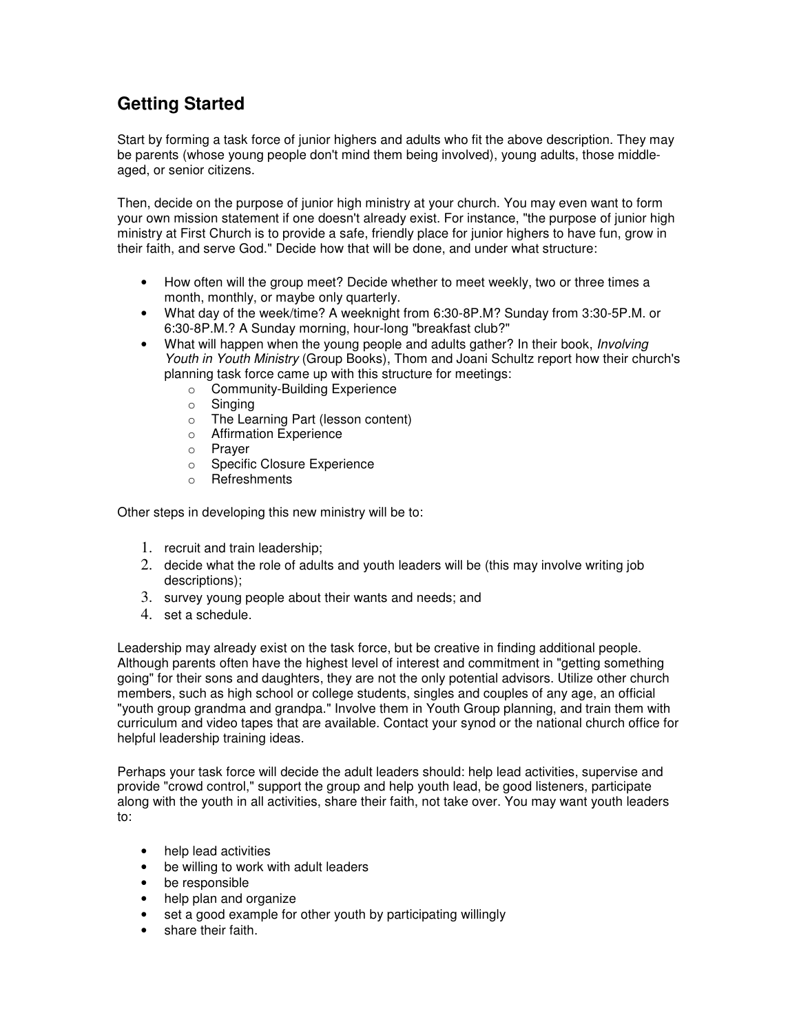## Getting Started

Start by forming a task force of junior highers and adults who fit the above description. They may be parents (whose young people don't mind them being involved), young adults, those middle-aged, or senior citizens.

Then, decide on the purpose of junior high ministry at your church. You may even want to form your own mission statement if one doesn't already exist. For instance, "the purpose of junior high ministry at First Church is to provide a safe, friendly place for junior highers to have fun, grow in their faith, and serve God." Decide how that will be done, and under what structure:

- How often will the group meet? Decide whether to meet weekly, two or three times a month, monthly, or maybe only quarterly.
- What day of the week/time? A weeknight from 6:30-8P.M? Sunday from 3:30-5P.M. or 6:30-8P.M.? A Sunday morning, hour-long "breakfast club?"
- What will happen when the young people and adults gather? In their book, *Involving Youth in Youth Ministry* (Group Books), Thom and Joani Schultz report how their church's planning task force came up with this structure for meetings:
  - Community-Building Experience
  - Singing
  - The Learning Part (lesson content)
  - Affirmation Experience
  - Prayer
  - Specific Closure Experience
  - Refreshments

Other steps in developing this new ministry will be to:

1. recruit and train leadership;
2. decide what the role of adults and youth leaders will be (this may involve writing job descriptions);
3. survey young people about their wants and needs; and
4. set a schedule.

Leadership may already exist on the task force, but be creative in finding additional people. Although parents often have the highest level of interest and commitment in "getting something going" for their sons and daughters, they are not the only potential advisors. Utilize other church members, such as high school or college students, singles and couples of any age, an official "youth group grandma and grandpa." Involve them in Youth Group planning, and train them with curriculum and video tapes that are available. Contact your synod or the national church office for helpful leadership training ideas.

Perhaps your task force will decide the adult leaders should: help lead activities, supervise and provide "crowd control," support the group and help youth lead, be good listeners, participate along with the youth in all activities, share their faith, not take over. You may want youth leaders to:

- help lead activities
- be willing to work with adult leaders
- be responsible
- help plan and organize
- set a good example for other youth by participating willingly
- share their faith.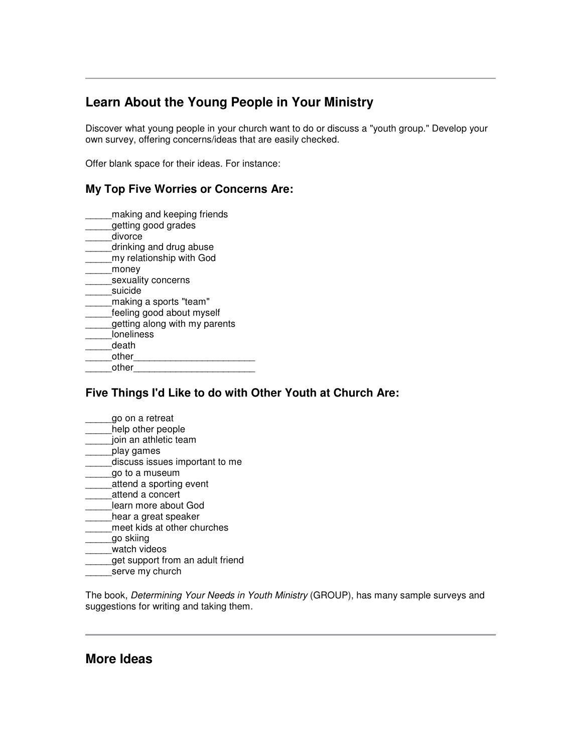---

## Learn About the Young People in Your Ministry

Discover what young people in your church want to do or discuss a "youth group." Develop your own survey, offering concerns/ideas that are easily checked.

Offer blank space for their ideas. For instance:

### My Top Five Worries or Concerns Are:

_____making and keeping friends
_____getting good grades
_____divorce
_____drinking and drug abuse
_____my relationship with God
_____money
_____sexuality concerns
_____suicide
_____making a sports "team"
_____feeling good about myself
_____getting along with my parents
_____loneliness
_____death
_____other_______________________
_____other_______________________

### Five Things I'd Like to do with Other Youth at Church Are:

_____go on a retreat
_____help other people
_____join an athletic team
_____play games
_____discuss issues important to me
_____go to a museum
_____attend a sporting event
_____attend a concert
_____learn more about God
_____hear a great speaker
_____meet kids at other churches
_____go skiing
_____watch videos
_____get support from an adult friend
_____serve my church

The book, *Determining Your Needs in Youth Ministry* (GROUP), has many sample surveys and suggestions for writing and taking them.

---

## More Ideas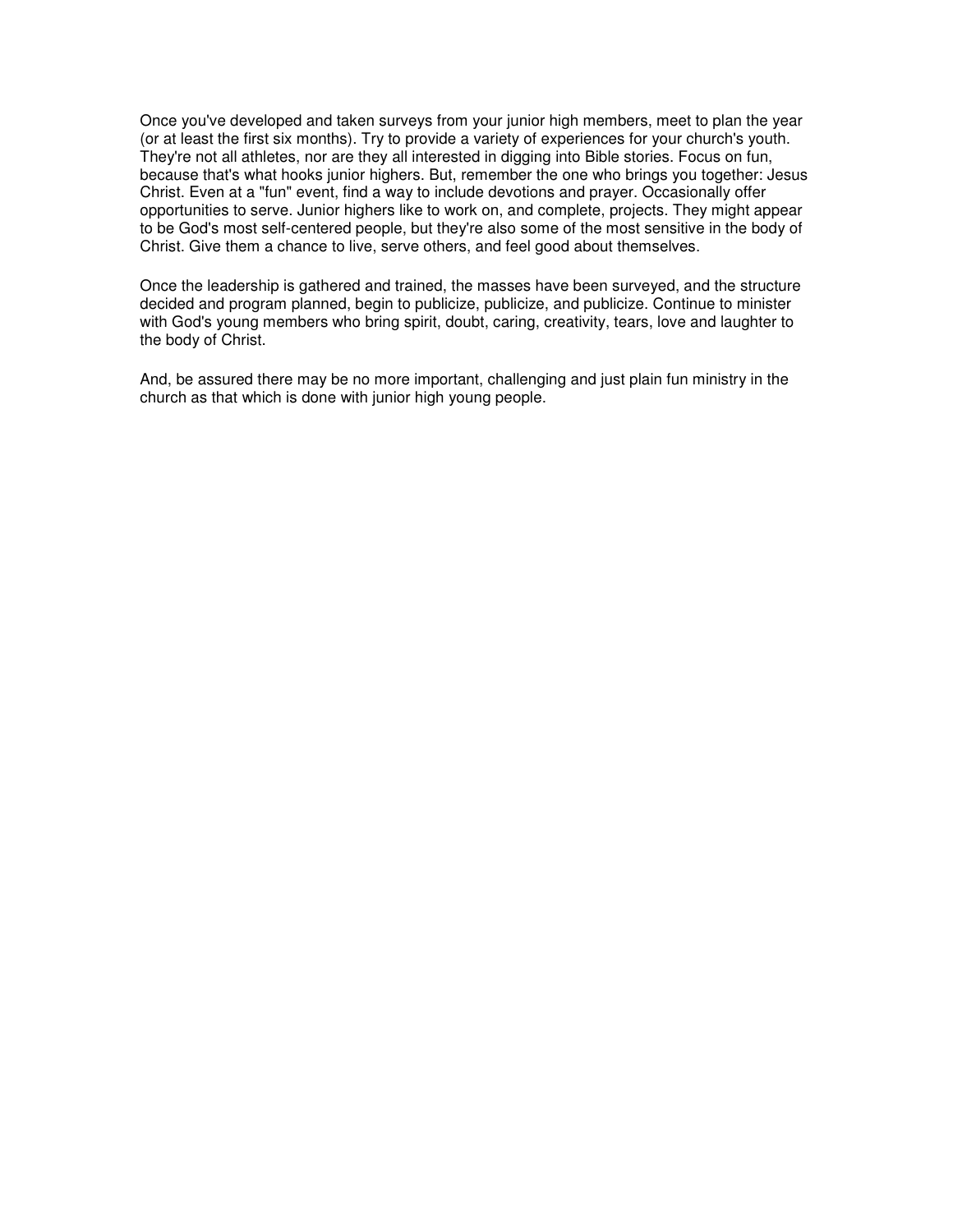Once you've developed and taken surveys from your junior high members, meet to plan the year (or at least the first six months). Try to provide a variety of experiences for your church's youth. They're not all athletes, nor are they all interested in digging into Bible stories. Focus on fun, because that's what hooks junior highers. But, remember the one who brings you together: Jesus Christ. Even at a "fun" event, find a way to include devotions and prayer. Occasionally offer opportunities to serve. Junior highers like to work on, and complete, projects. They might appear to be God's most self-centered people, but they're also some of the most sensitive in the body of Christ. Give them a chance to live, serve others, and feel good about themselves.

Once the leadership is gathered and trained, the masses have been surveyed, and the structure decided and program planned, begin to publicize, publicize, and publicize. Continue to minister with God's young members who bring spirit, doubt, caring, creativity, tears, love and laughter to the body of Christ.

And, be assured there may be no more important, challenging and just plain fun ministry in the church as that which is done with junior high young people.